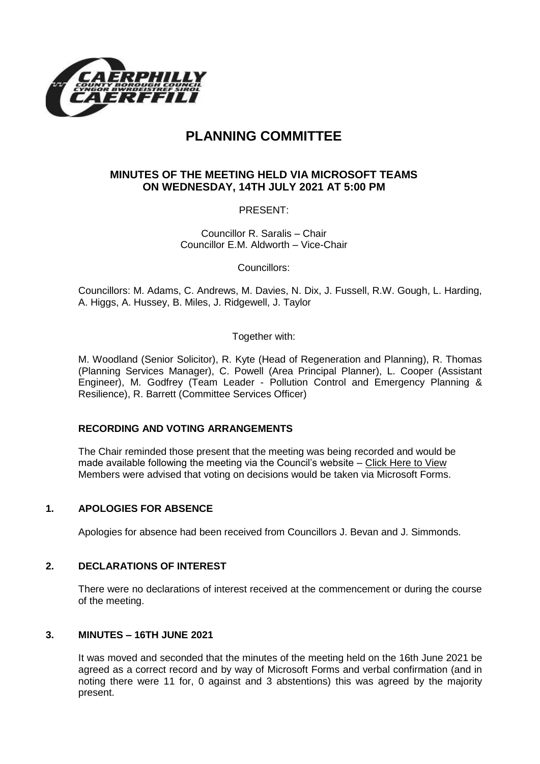# PLANNING COMMITTEE

## MINUTES OF THE MEETING HELD VIA MICROSOFT TEAMS ON WEDNESDAY, 14TH JULY 2021 AT 5:00 PM

PRESENT:

Councillor R. Saralis – Chair
Councillor E.M. Aldworth – Vice-Chair

Councillors:

Councillors: M. Adams, C. Andrews, M. Davies, N. Dix, J. Fussell, R.W. Gough, L. Harding, A. Higgs, A. Hussey, B. Miles, J. Ridgewell, J. Taylor

Together with:

M. Woodland (Senior Solicitor), R. Kyte (Head of Regeneration and Planning), R. Thomas (Planning Services Manager), C. Powell (Area Principal Planner), L. Cooper (Assistant Engineer), M. Godfrey (Team Leader - Pollution Control and Emergency Planning & Resilience), R. Barrett (Committee Services Officer)

### RECORDING AND VOTING ARRANGEMENTS

The Chair reminded those present that the meeting was being recorded and would be made available following the meeting via the Council's website – Click Here to View
Members were advised that voting on decisions would be taken via Microsoft Forms.

### 1. APOLOGIES FOR ABSENCE

Apologies for absence had been received from Councillors J. Bevan and J. Simmonds.

### 2. DECLARATIONS OF INTEREST

There were no declarations of interest received at the commencement or during the course of the meeting.

### 3. MINUTES – 16TH JUNE 2021

It was moved and seconded that the minutes of the meeting held on the 16th June 2021 be agreed as a correct record and by way of Microsoft Forms and verbal confirmation (and in noting there were 11 for, 0 against and 3 abstentions) this was agreed by the majority present.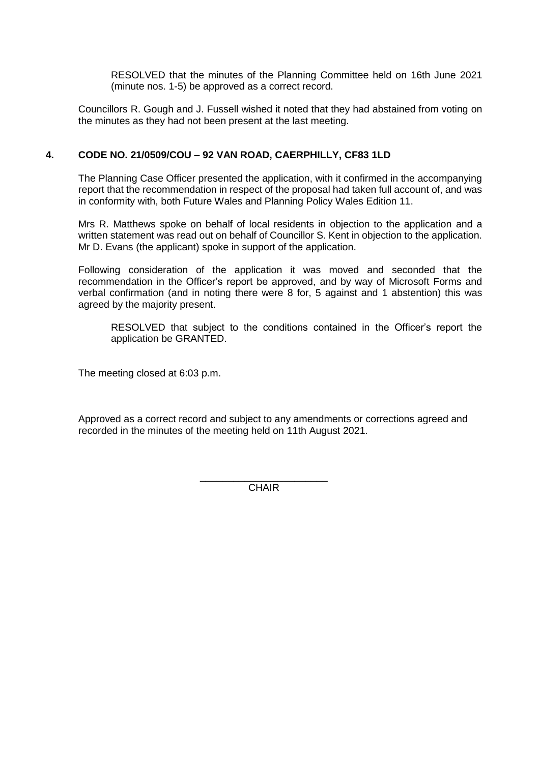RESOLVED that the minutes of the Planning Committee held on 16th June 2021 (minute nos. 1-5) be approved as a correct record.

Councillors R. Gough and J. Fussell wished it noted that they had abstained from voting on the minutes as they had not been present at the last meeting.

## 4. CODE NO. 21/0509/COU – 92 VAN ROAD, CAERPHILLY, CF83 1LD

The Planning Case Officer presented the application, with it confirmed in the accompanying report that the recommendation in respect of the proposal had taken full account of, and was in conformity with, both Future Wales and Planning Policy Wales Edition 11.

Mrs R. Matthews spoke on behalf of local residents in objection to the application and a written statement was read out on behalf of Councillor S. Kent in objection to the application. Mr D. Evans (the applicant) spoke in support of the application.

Following consideration of the application it was moved and seconded that the recommendation in the Officer's report be approved, and by way of Microsoft Forms and verbal confirmation (and in noting there were 8 for, 5 against and 1 abstention) this was agreed by the majority present.

RESOLVED that subject to the conditions contained in the Officer's report the application be GRANTED.

The meeting closed at 6:03 p.m.

Approved as a correct record and subject to any amendments or corrections agreed and recorded in the minutes of the meeting held on 11th August 2021.

_______________________

CHAIR